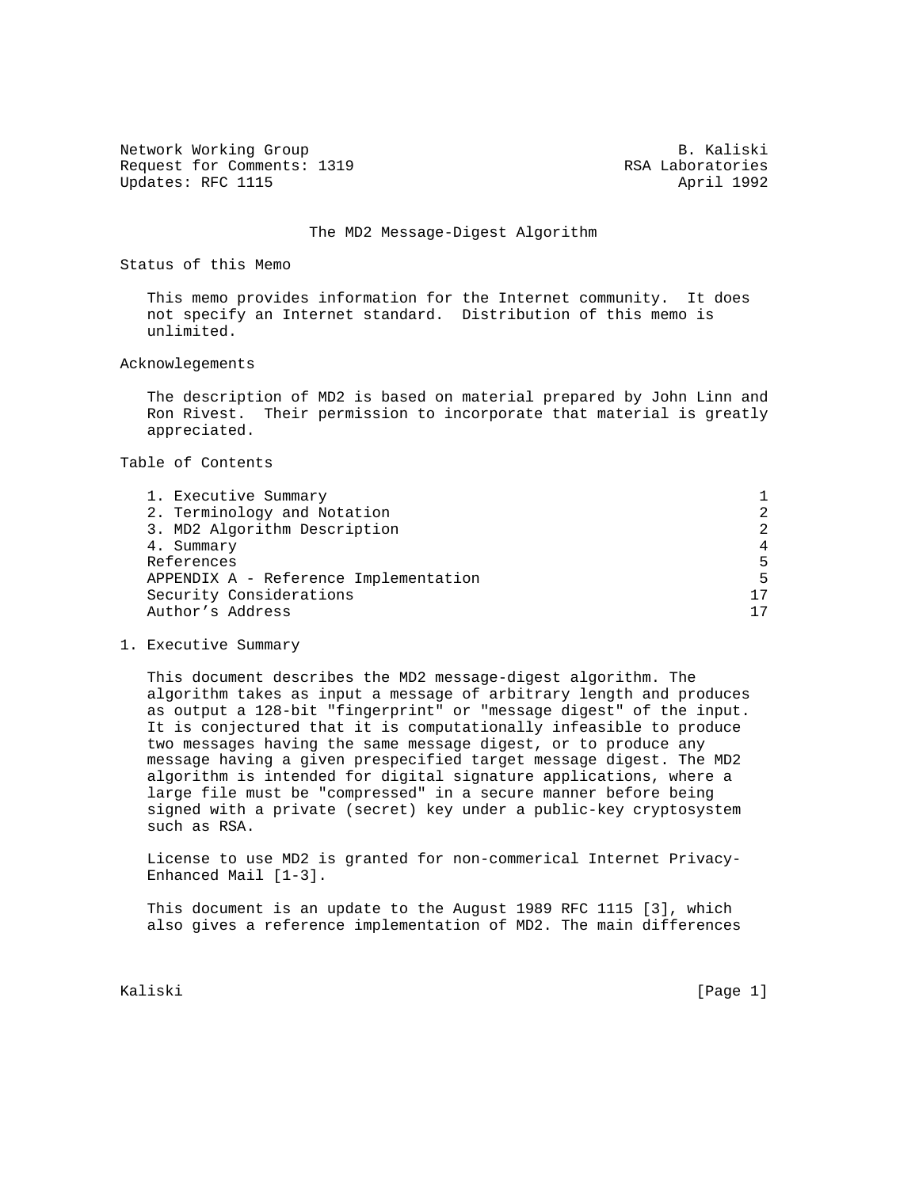Network Working Group                                         B. Kaliski
Request for Comments: 1319                             RSA Laboratories
Updates: RFC 1115                                             April 1992

# The MD2 Message-Digest Algorithm

## Status of this Memo

This memo provides information for the Internet community. It does not specify an Internet standard. Distribution of this memo is unlimited.

## Acknowlegements

The description of MD2 is based on material prepared by John Linn and Ron Rivest. Their permission to incorporate that material is greatly appreciated.

## Table of Contents

| | |
|---|---|
| 1. Executive Summary | 1 |
| 2. Terminology and Notation | 2 |
| 3. MD2 Algorithm Description | 2 |
| 4. Summary | 4 |
| References | 5 |
| APPENDIX A - Reference Implementation | 5 |
| Security Considerations | 17 |
| Author's Address | 17 |

## 1. Executive Summary

This document describes the MD2 message-digest algorithm. The algorithm takes as input a message of arbitrary length and produces as output a 128-bit "fingerprint" or "message digest" of the input. It is conjectured that it is computationally infeasible to produce two messages having the same message digest, or to produce any message having a given prespecified target message digest. The MD2 algorithm is intended for digital signature applications, where a large file must be "compressed" in a secure manner before being signed with a private (secret) key under a public-key cryptosystem such as RSA.

License to use MD2 is granted for non-commerical Internet Privacy-Enhanced Mail [1-3].

This document is an update to the August 1989 RFC 1115 [3], which also gives a reference implementation of MD2. The main differences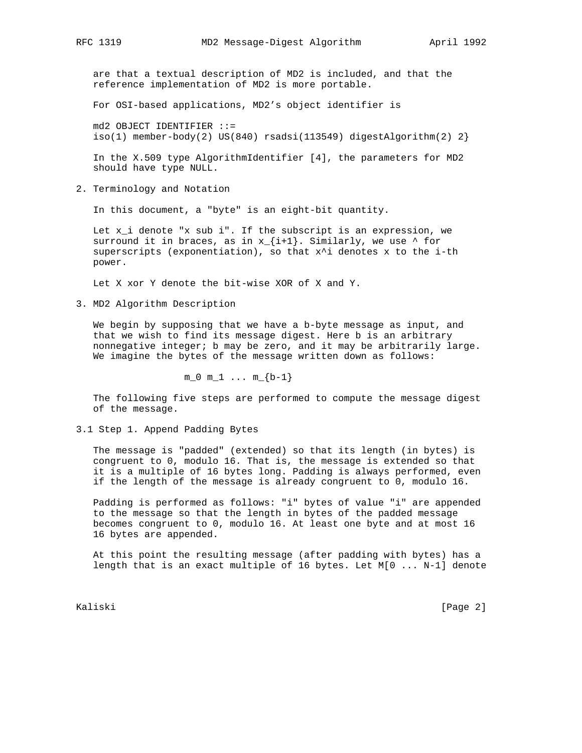are that a textual description of MD2 is included, and that the reference implementation of MD2 is more portable.

For OSI-based applications, MD2's object identifier is

```
md2 OBJECT IDENTIFIER ::=
iso(1) member-body(2) US(840) rsadsi(113549) digestAlgorithm(2) 2}
```

In the X.509 type AlgorithmIdentifier [4], the parameters for MD2 should have type NULL.

## 2. Terminology and Notation

In this document, a "byte" is an eight-bit quantity.

Let x_i denote "x sub i". If the subscript is an expression, we surround it in braces, as in x_{i+1}. Similarly, we use ^ for superscripts (exponentiation), so that x^i denotes x to the i-th power.

Let X xor Y denote the bit-wise XOR of X and Y.

## 3. MD2 Algorithm Description

We begin by supposing that we have a b-byte message as input, and that we wish to find its message digest. Here b is an arbitrary nonnegative integer; b may be zero, and it may be arbitrarily large. We imagine the bytes of the message written down as follows:

```
m_0 m_1 ... m_{b-1}
```

The following five steps are performed to compute the message digest of the message.

### 3.1 Step 1. Append Padding Bytes

The message is "padded" (extended) so that its length (in bytes) is congruent to 0, modulo 16. That is, the message is extended so that it is a multiple of 16 bytes long. Padding is always performed, even if the length of the message is already congruent to 0, modulo 16.

Padding is performed as follows: "i" bytes of value "i" are appended to the message so that the length in bytes of the padded message becomes congruent to 0, modulo 16. At least one byte and at most 16 16 bytes are appended.

At this point the resulting message (after padding with bytes) has a length that is an exact multiple of 16 bytes. Let M[0 ... N-1] denote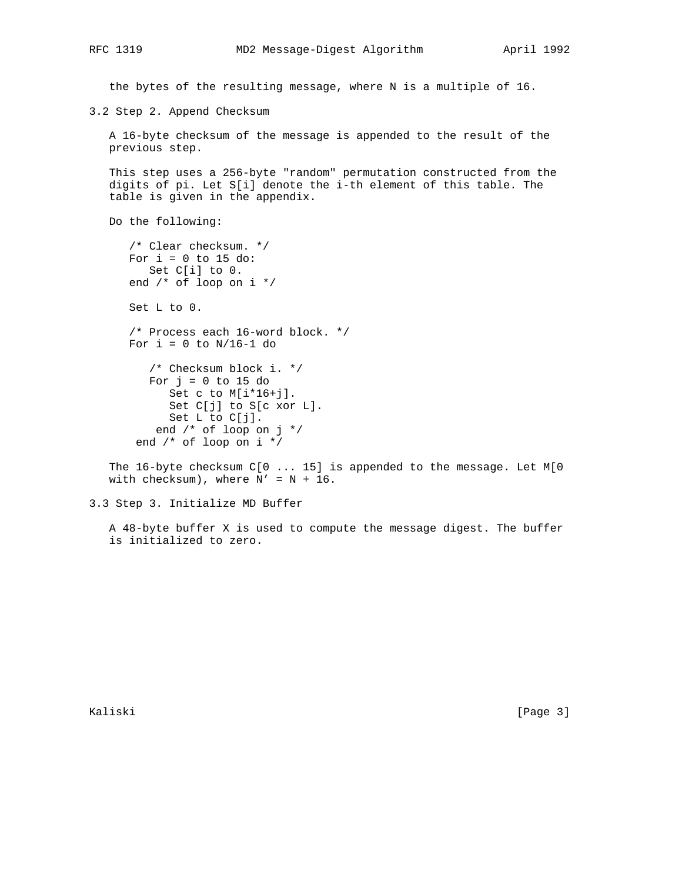the bytes of the resulting message, where N is a multiple of 16.

### 3.2 Step 2. Append Checksum

A 16-byte checksum of the message is appended to the result of the previous step.

This step uses a 256-byte "random" permutation constructed from the digits of pi. Let S[i] denote the i-th element of this table. The table is given in the appendix.

Do the following:

```
   /* Clear checksum. */
   For i = 0 to 15 do:
      Set C[i] to 0.
   end /* of loop on i */

   Set L to 0.

   /* Process each 16-word block. */
   For i = 0 to N/16-1 do

      /* Checksum block i. */
      For j = 0 to 15 do
         Set c to M[i*16+j].
         Set C[j] to S[c xor L].
         Set L to C[j].
       end /* of loop on j */
    end /* of loop on i */
```

The 16-byte checksum C[0 ... 15] is appended to the message. Let M[0 with checksum), where N' = N + 16.

### 3.3 Step 3. Initialize MD Buffer

A 48-byte buffer X is used to compute the message digest. The buffer is initialized to zero.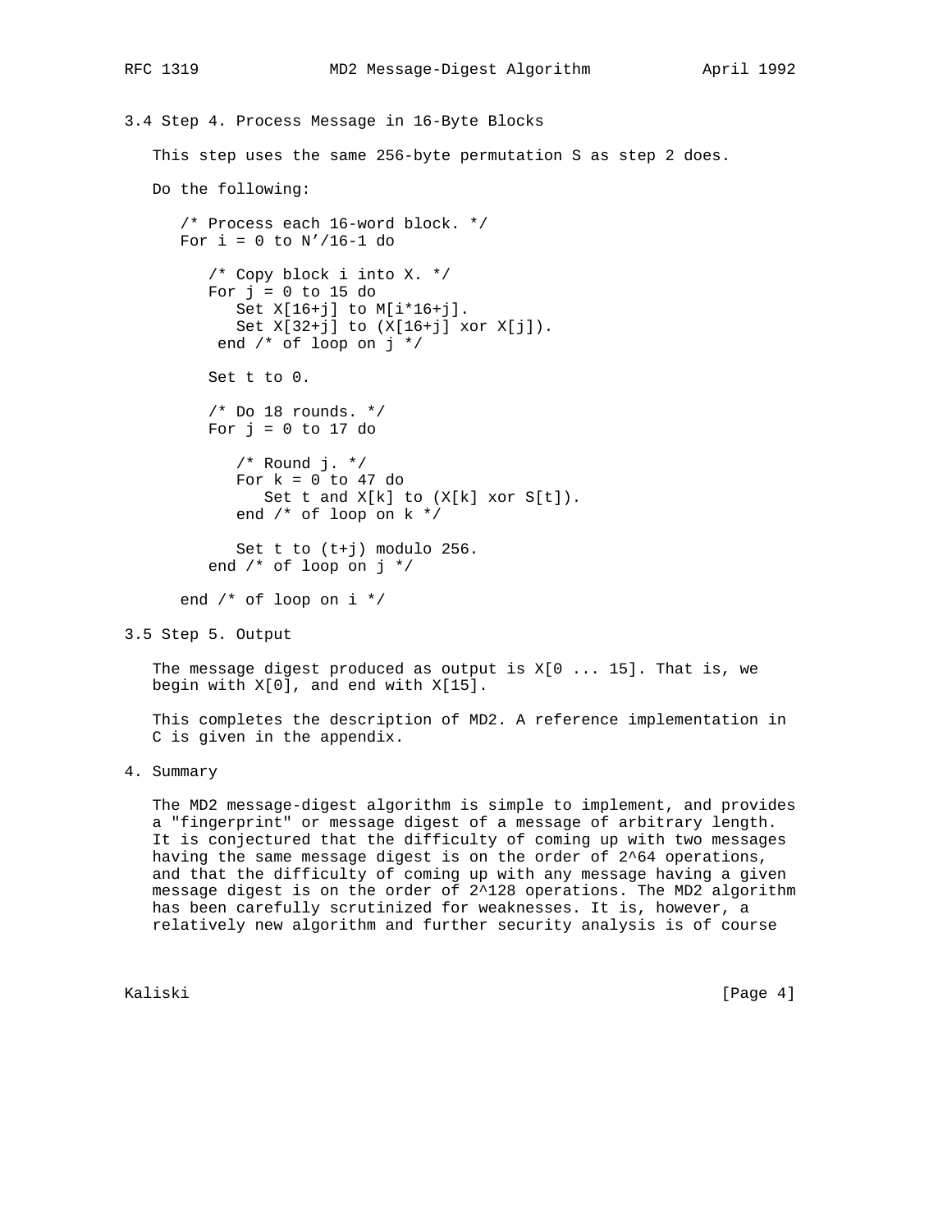### 3.4 Step 4. Process Message in 16-Byte Blocks

This step uses the same 256-byte permutation S as step 2 does.

Do the following:

```
   /* Process each 16-word block. */
   For i = 0 to N'/16-1 do

      /* Copy block i into X. */
      For j = 0 to 15 do
         Set X[16+j] to M[i*16+j].
         Set X[32+j] to (X[16+j] xor X[j]).
       end /* of loop on j */

      Set t to 0.

      /* Do 18 rounds. */
      For j = 0 to 17 do

         /* Round j. */
         For k = 0 to 47 do
            Set t and X[k] to (X[k] xor S[t]).
         end /* of loop on k */

         Set t to (t+j) modulo 256.
      end /* of loop on j */

   end /* of loop on i */
```

### 3.5 Step 5. Output

The message digest produced as output is X[0 ... 15]. That is, we begin with X[0], and end with X[15].

This completes the description of MD2. A reference implementation in C is given in the appendix.

## 4. Summary

The MD2 message-digest algorithm is simple to implement, and provides a "fingerprint" or message digest of a message of arbitrary length. It is conjectured that the difficulty of coming up with two messages having the same message digest is on the order of $2^{64}$ operations, and that the difficulty of coming up with any message having a given message digest is on the order of $2^{128}$ operations. The MD2 algorithm has been carefully scrutinized for weaknesses. It is, however, a relatively new algorithm and further security analysis is of course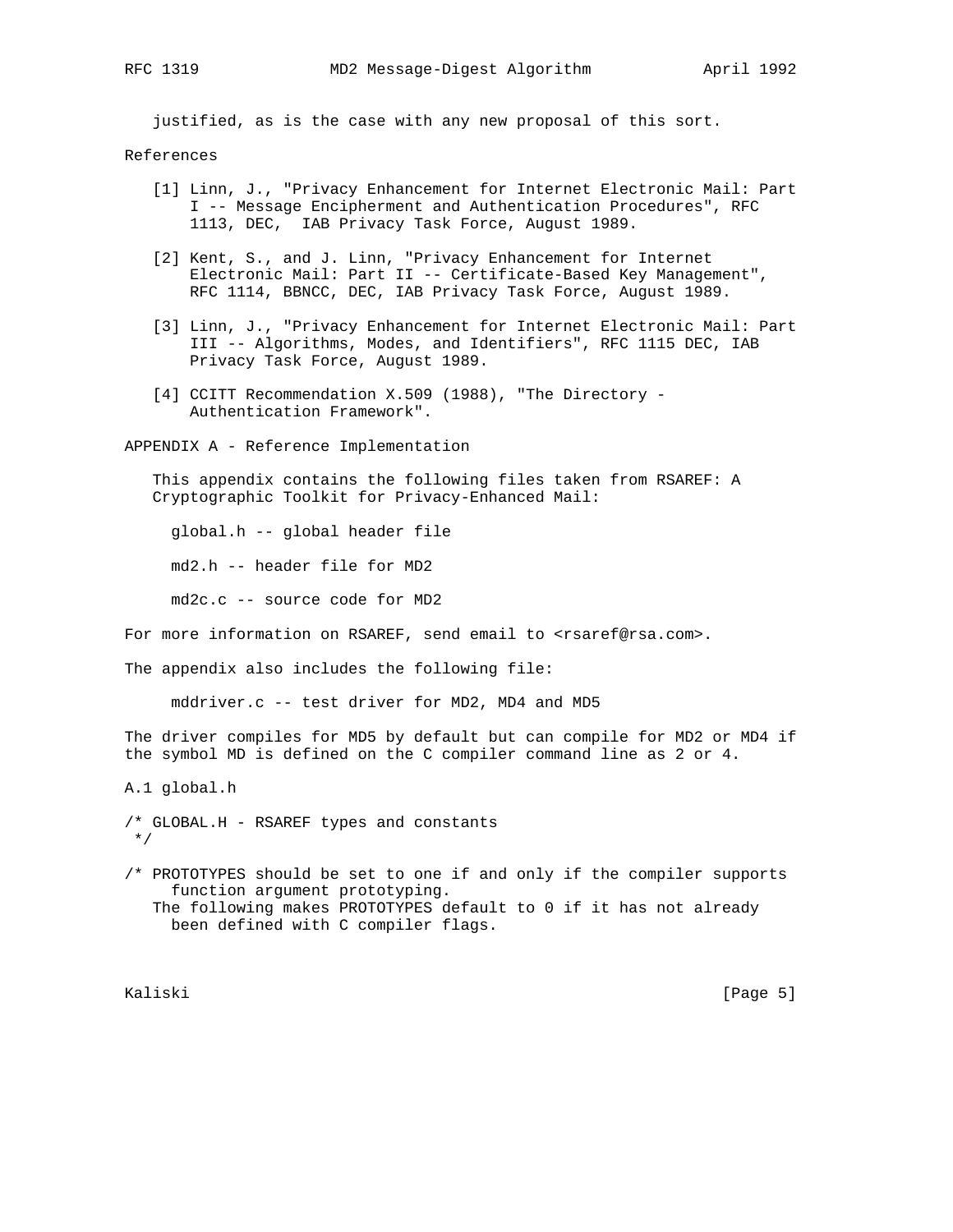justified, as is the case with any new proposal of this sort.

## References

[1] Linn, J., "Privacy Enhancement for Internet Electronic Mail: Part I -- Message Encipherment and Authentication Procedures", RFC 1113, DEC, IAB Privacy Task Force, August 1989.

[2] Kent, S., and J. Linn, "Privacy Enhancement for Internet Electronic Mail: Part II -- Certificate-Based Key Management", RFC 1114, BBNCC, DEC, IAB Privacy Task Force, August 1989.

[3] Linn, J., "Privacy Enhancement for Internet Electronic Mail: Part III -- Algorithms, Modes, and Identifiers", RFC 1115 DEC, IAB Privacy Task Force, August 1989.

[4] CCITT Recommendation X.509 (1988), "The Directory - Authentication Framework".

## APPENDIX A - Reference Implementation

This appendix contains the following files taken from RSAREF: A Cryptographic Toolkit for Privacy-Enhanced Mail:

- global.h -- global header file
- md2.h -- header file for MD2
- md2c.c -- source code for MD2

For more information on RSAREF, send email to <rsaref@rsa.com>.

The appendix also includes the following file:

- mddriver.c -- test driver for MD2, MD4 and MD5

The driver compiles for MD5 by default but can compile for MD2 or MD4 if the symbol MD is defined on the C compiler command line as 2 or 4.

### A.1 global.h

```
/* GLOBAL.H - RSAREF types and constants
 */

/* PROTOTYPES should be set to one if and only if the compiler supports
     function argument prototyping.
   The following makes PROTOTYPES default to 0 if it has not already
     been defined with C compiler flags.
```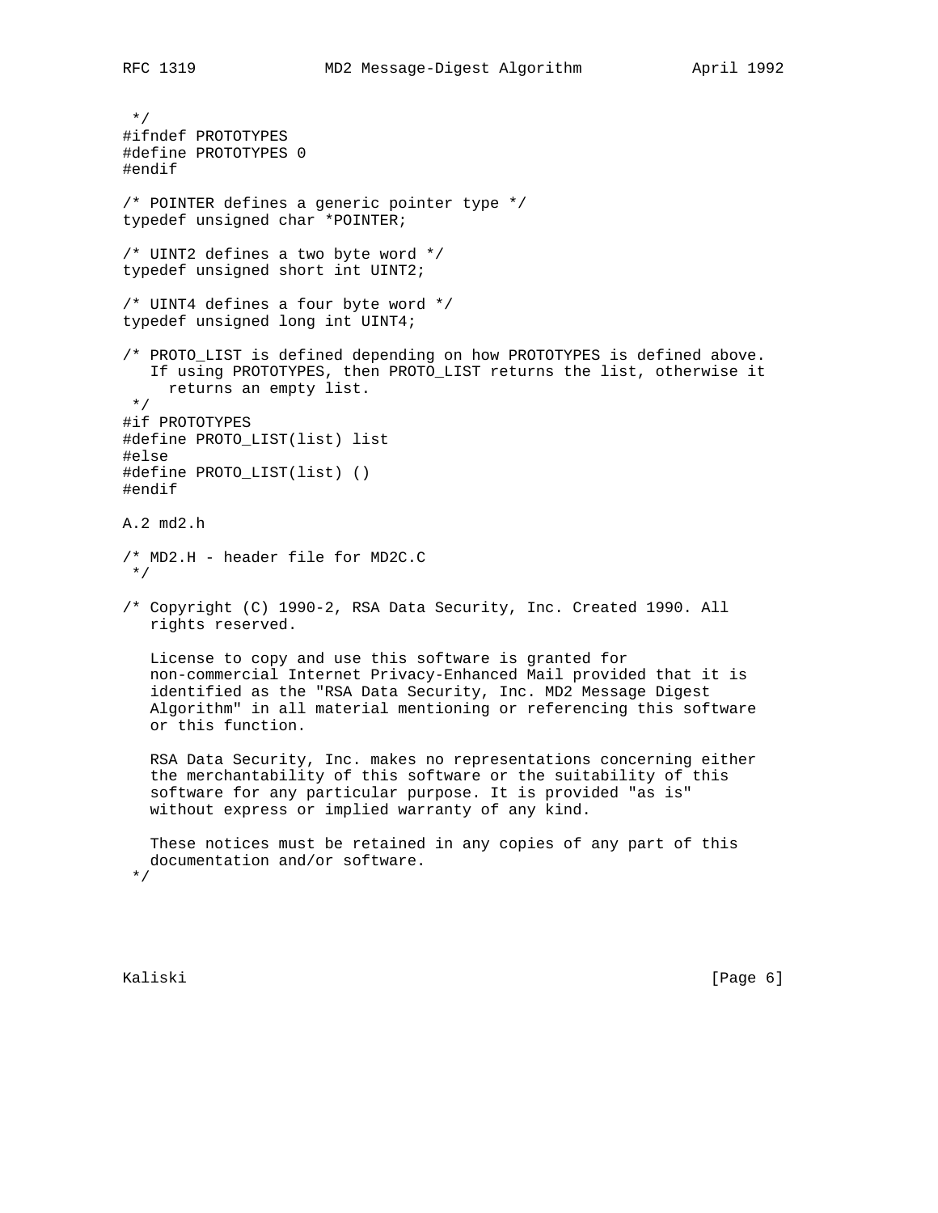```
 */
#ifndef PROTOTYPES
#define PROTOTYPES 0
#endif

/* POINTER defines a generic pointer type */
typedef unsigned char *POINTER;

/* UINT2 defines a two byte word */
typedef unsigned short int UINT2;

/* UINT4 defines a four byte word */
typedef unsigned long int UINT4;

/* PROTO_LIST is defined depending on how PROTOTYPES is defined above.
   If using PROTOTYPES, then PROTO_LIST returns the list, otherwise it
     returns an empty list.
 */
#if PROTOTYPES
#define PROTO_LIST(list) list
#else
#define PROTO_LIST(list) ()
#endif
```

A.2 md2.h

```
/* MD2.H - header file for MD2C.C
 */

/* Copyright (C) 1990-2, RSA Data Security, Inc. Created 1990. All
   rights reserved.

   License to copy and use this software is granted for
   non-commercial Internet Privacy-Enhanced Mail provided that it is
   identified as the "RSA Data Security, Inc. MD2 Message Digest
   Algorithm" in all material mentioning or referencing this software
   or this function.

   RSA Data Security, Inc. makes no representations concerning either
   the merchantability of this software or the suitability of this
   software for any particular purpose. It is provided "as is"
   without express or implied warranty of any kind.

   These notices must be retained in any copies of any part of this
   documentation and/or software.
 */
```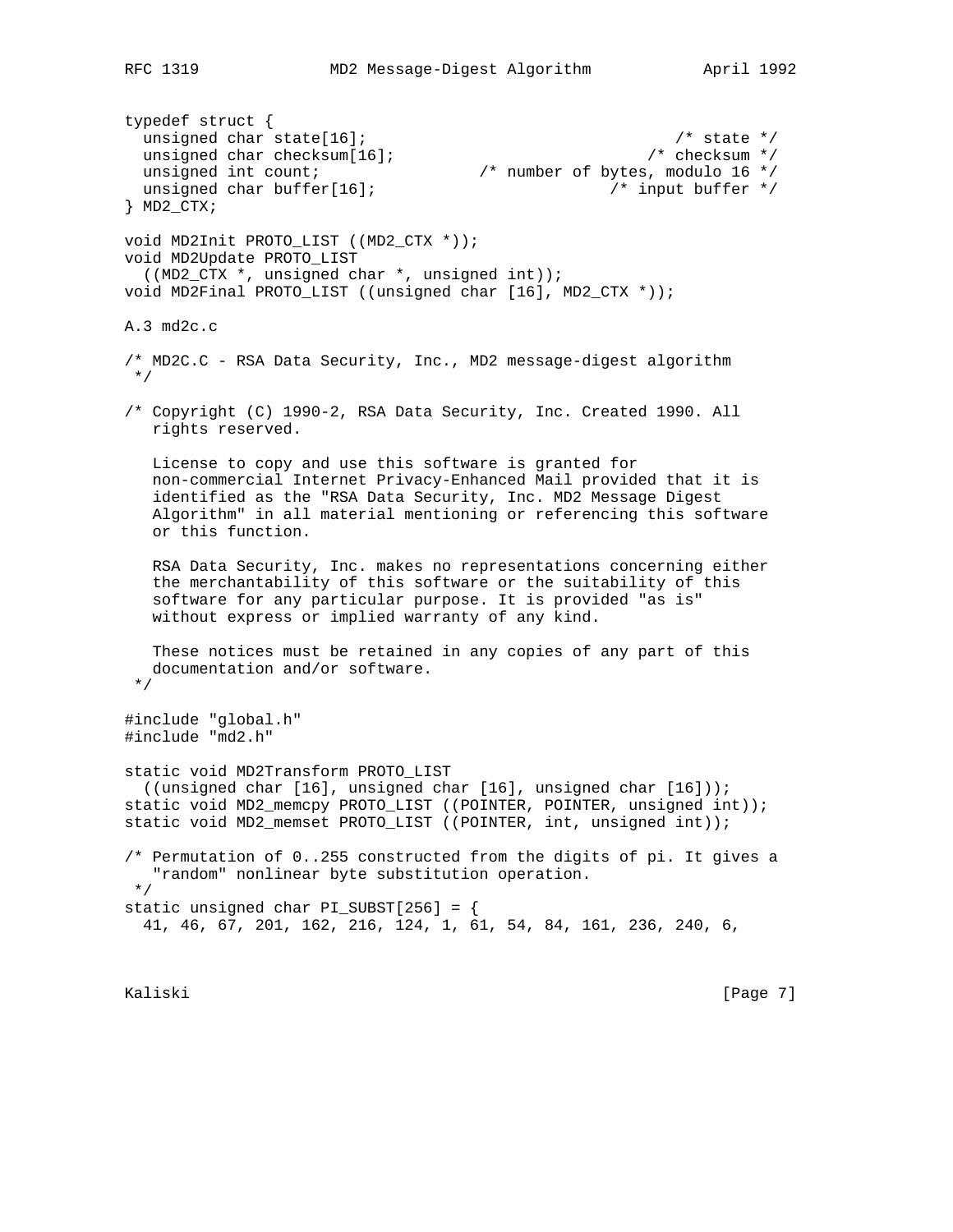```
typedef struct {
  unsigned char state[16];                                 /* state */
  unsigned char checksum[16];                           /* checksum */
  unsigned int count;                 /* number of bytes, modulo 16 */
  unsigned char buffer[16];                         /* input buffer */
} MD2_CTX;

void MD2Init PROTO_LIST ((MD2_CTX *));
void MD2Update PROTO_LIST
  ((MD2_CTX *, unsigned char *, unsigned int));
void MD2Final PROTO_LIST ((unsigned char [16], MD2_CTX *));
```

A.3 md2c.c

```
/* MD2C.C - RSA Data Security, Inc., MD2 message-digest algorithm
 */

/* Copyright (C) 1990-2, RSA Data Security, Inc. Created 1990. All
   rights reserved.

   License to copy and use this software is granted for
   non-commercial Internet Privacy-Enhanced Mail provided that it is
   identified as the "RSA Data Security, Inc. MD2 Message Digest
   Algorithm" in all material mentioning or referencing this software
   or this function.

   RSA Data Security, Inc. makes no representations concerning either
   the merchantability of this software or the suitability of this
   software for any particular purpose. It is provided "as is"
   without express or implied warranty of any kind.

   These notices must be retained in any copies of any part of this
   documentation and/or software.
 */

#include "global.h"
#include "md2.h"

static void MD2Transform PROTO_LIST
  ((unsigned char [16], unsigned char [16], unsigned char [16]));
static void MD2_memcpy PROTO_LIST ((POINTER, POINTER, unsigned int));
static void MD2_memset PROTO_LIST ((POINTER, int, unsigned int));

/* Permutation of 0..255 constructed from the digits of pi. It gives a
   "random" nonlinear byte substitution operation.
 */
static unsigned char PI_SUBST[256] = {
  41, 46, 67, 201, 162, 216, 124, 1, 61, 54, 84, 161, 236, 240, 6,
```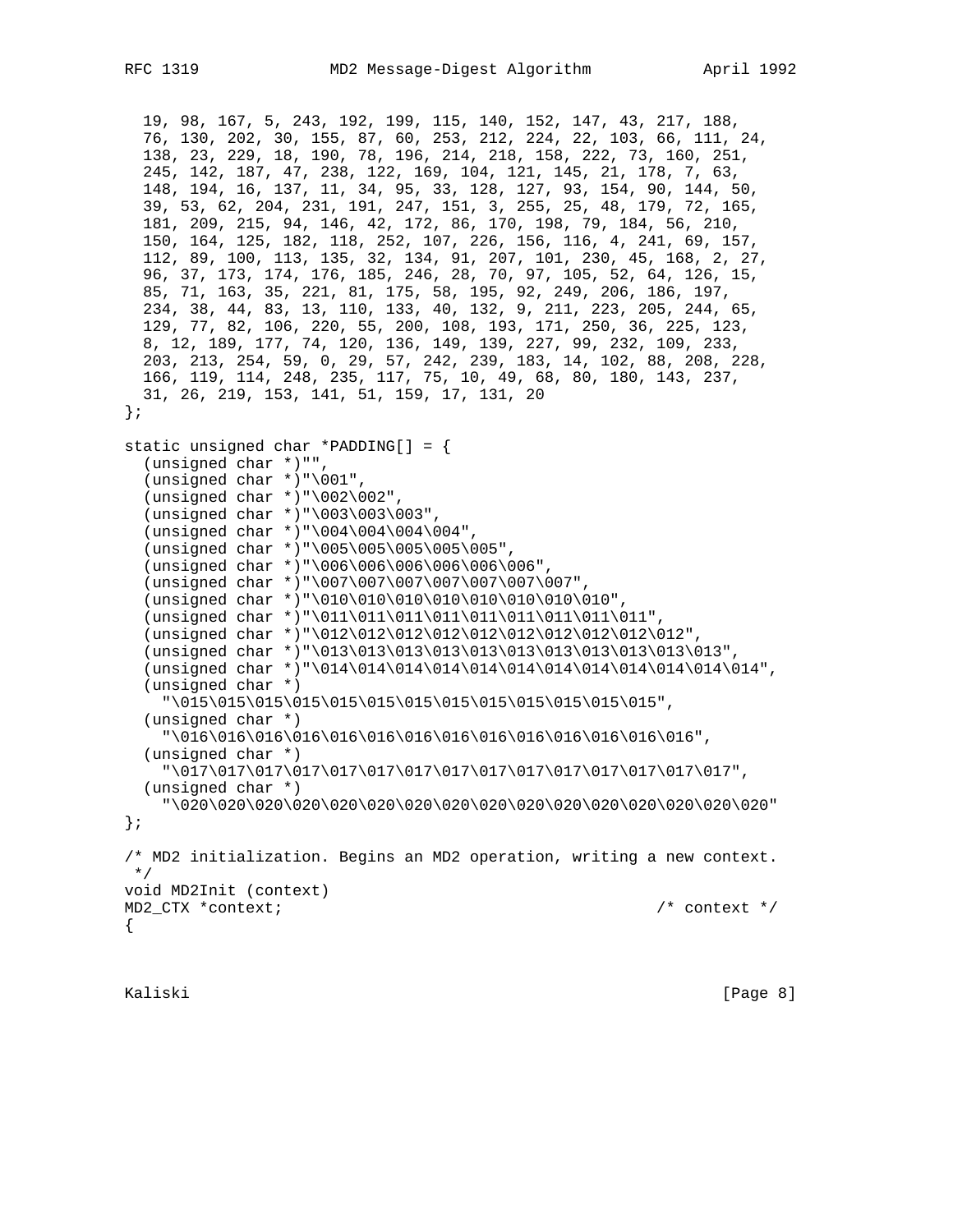```
  19, 98, 167, 5, 243, 192, 199, 115, 140, 152, 147, 43, 217, 188,
  76, 130, 202, 30, 155, 87, 60, 253, 212, 224, 22, 103, 66, 111, 24,
  138, 23, 229, 18, 190, 78, 196, 214, 218, 158, 222, 73, 160, 251,
  245, 142, 187, 47, 238, 122, 169, 104, 121, 145, 21, 178, 7, 63,
  148, 194, 16, 137, 11, 34, 95, 33, 128, 127, 93, 154, 90, 144, 50,
  39, 53, 62, 204, 231, 191, 247, 151, 3, 255, 25, 48, 179, 72, 165,
  181, 209, 215, 94, 146, 42, 172, 86, 170, 198, 79, 184, 56, 210,
  150, 164, 125, 182, 118, 252, 107, 226, 156, 116, 4, 241, 69, 157,
  112, 89, 100, 113, 135, 32, 134, 91, 207, 101, 230, 45, 168, 2, 27,
  96, 37, 173, 174, 176, 185, 246, 28, 70, 97, 105, 52, 64, 126, 15,
  85, 71, 163, 35, 221, 81, 175, 58, 195, 92, 249, 206, 186, 197,
  234, 38, 44, 83, 13, 110, 133, 40, 132, 9, 211, 223, 205, 244, 65,
  129, 77, 82, 106, 220, 55, 200, 108, 193, 171, 250, 36, 225, 123,
  8, 12, 189, 177, 74, 120, 136, 149, 139, 227, 99, 232, 109, 233,
  203, 213, 254, 59, 0, 29, 57, 242, 239, 183, 14, 102, 88, 208, 228,
  166, 119, 114, 248, 235, 117, 75, 10, 49, 68, 80, 180, 143, 237,
  31, 26, 219, 153, 141, 51, 159, 17, 131, 20
};

static unsigned char *PADDING[] = {
  (unsigned char *)"",
  (unsigned char *)"\001",
  (unsigned char *)"\002\002",
  (unsigned char *)"\003\003\003",
  (unsigned char *)"\004\004\004\004",
  (unsigned char *)"\005\005\005\005\005",
  (unsigned char *)"\006\006\006\006\006\006",
  (unsigned char *)"\007\007\007\007\007\007\007",
  (unsigned char *)"\010\010\010\010\010\010\010\010",
  (unsigned char *)"\011\011\011\011\011\011\011\011\011",
  (unsigned char *)"\012\012\012\012\012\012\012\012\012\012",
  (unsigned char *)"\013\013\013\013\013\013\013\013\013\013\013",
  (unsigned char *)"\014\014\014\014\014\014\014\014\014\014\014\014",
  (unsigned char *)
    "\015\015\015\015\015\015\015\015\015\015\015\015\015",
  (unsigned char *)
    "\016\016\016\016\016\016\016\016\016\016\016\016\016\016",
  (unsigned char *)
    "\017\017\017\017\017\017\017\017\017\017\017\017\017\017\017",
  (unsigned char *)
    "\020\020\020\020\020\020\020\020\020\020\020\020\020\020\020\020"
};

/* MD2 initialization. Begins an MD2 operation, writing a new context.
 */
void MD2Init (context)
MD2_CTX *context;                                        /* context */
{
```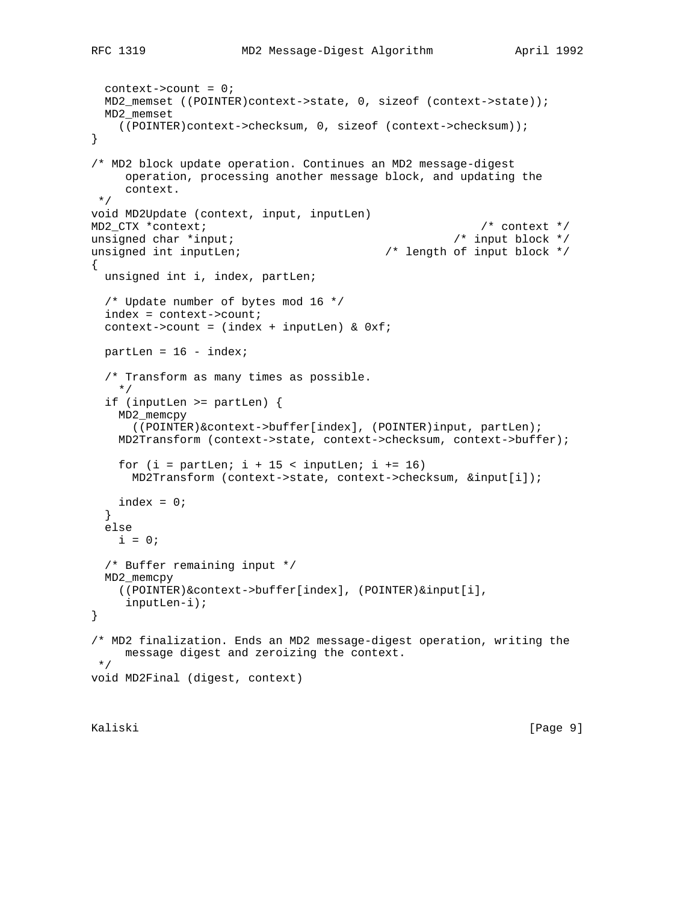```
  context->count = 0;
  MD2_memset ((POINTER)context->state, 0, sizeof (context->state));
  MD2_memset
    ((POINTER)context->checksum, 0, sizeof (context->checksum));
}

/* MD2 block update operation. Continues an MD2 message-digest
     operation, processing another message block, and updating the
     context.
 */
void MD2Update (context, input, inputLen)
MD2_CTX *context;                                        /* context */
unsigned char *input;                                /* input block */
unsigned int inputLen;                     /* length of input block */
{
  unsigned int i, index, partLen;

  /* Update number of bytes mod 16 */
  index = context->count;
  context->count = (index + inputLen) & 0xf;

  partLen = 16 - index;

  /* Transform as many times as possible.
    */
  if (inputLen >= partLen) {
    MD2_memcpy
      ((POINTER)&context->buffer[index], (POINTER)input, partLen);
    MD2Transform (context->state, context->checksum, context->buffer);

    for (i = partLen; i + 15 < inputLen; i += 16)
      MD2Transform (context->state, context->checksum, &input[i]);

    index = 0;
  }
  else
    i = 0;

  /* Buffer remaining input */
  MD2_memcpy
    ((POINTER)&context->buffer[index], (POINTER)&input[i],
     inputLen-i);
}

/* MD2 finalization. Ends an MD2 message-digest operation, writing the
     message digest and zeroizing the context.
 */
void MD2Final (digest, context)
```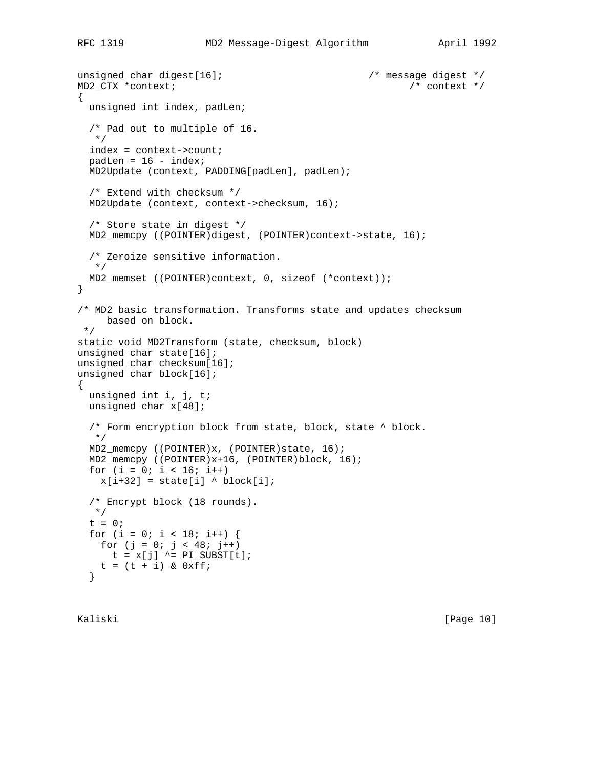```
unsigned char digest[16];                         /* message digest */
MD2_CTX *context;                                        /* context */
{
  unsigned int index, padLen;

  /* Pad out to multiple of 16.
   */
  index = context->count;
  padLen = 16 - index;
  MD2Update (context, PADDING[padLen], padLen);

  /* Extend with checksum */
  MD2Update (context, context->checksum, 16);

  /* Store state in digest */
  MD2_memcpy ((POINTER)digest, (POINTER)context->state, 16);

  /* Zeroize sensitive information.
   */
  MD2_memset ((POINTER)context, 0, sizeof (*context));
}

/* MD2 basic transformation. Transforms state and updates checksum
     based on block.
 */
static void MD2Transform (state, checksum, block)
unsigned char state[16];
unsigned char checksum[16];
unsigned char block[16];
{
  unsigned int i, j, t;
  unsigned char x[48];

  /* Form encryption block from state, block, state ^ block.
   */
  MD2_memcpy ((POINTER)x, (POINTER)state, 16);
  MD2_memcpy ((POINTER)x+16, (POINTER)block, 16);
  for (i = 0; i < 16; i++)
    x[i+32] = state[i] ^ block[i];

  /* Encrypt block (18 rounds).
   */
  t = 0;
  for (i = 0; i < 18; i++) {
    for (j = 0; j < 48; j++)
      t = x[j] ^= PI_SUBST[t];
    t = (t + i) & 0xff;
  }
```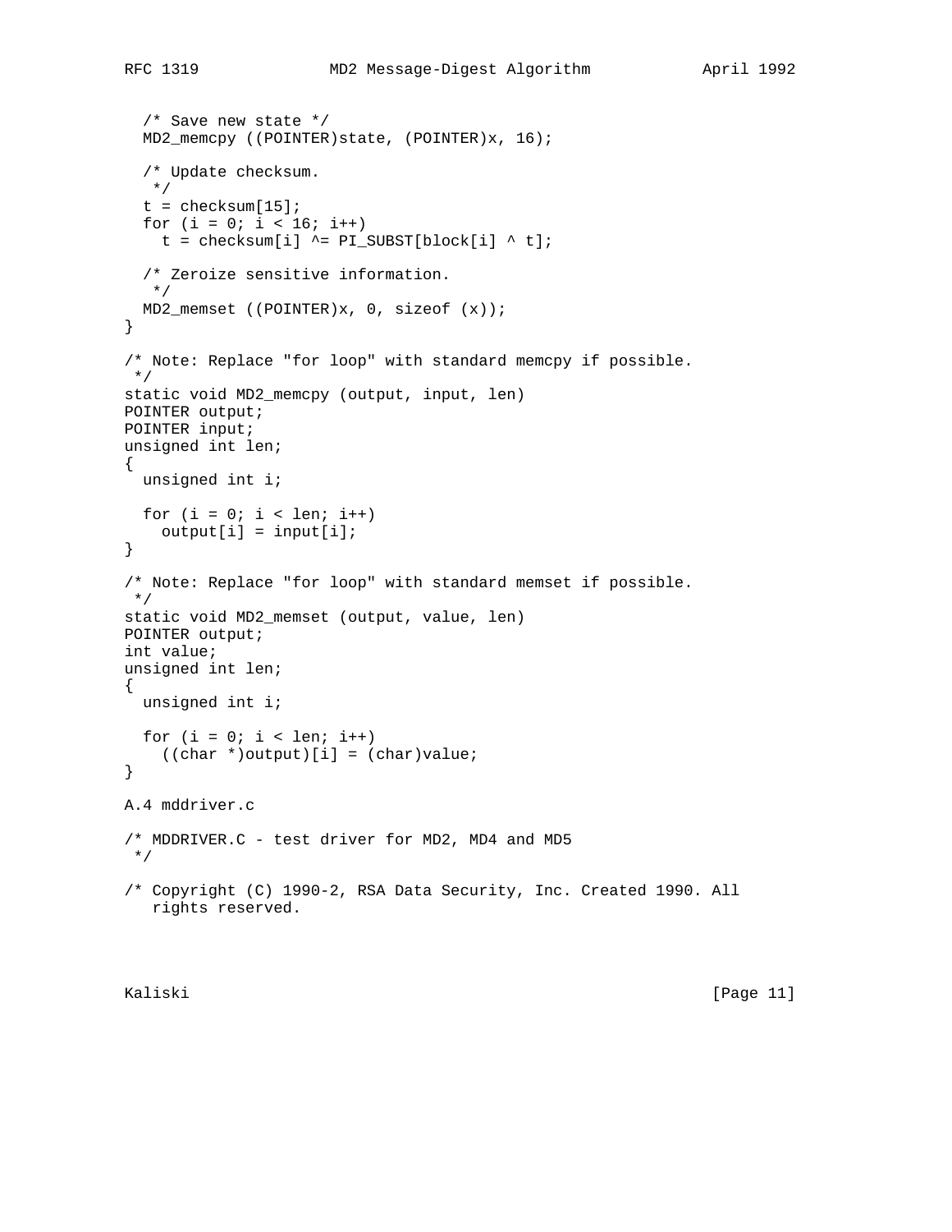```
  /* Save new state */
  MD2_memcpy ((POINTER)state, (POINTER)x, 16);

  /* Update checksum.
   */
  t = checksum[15];
  for (i = 0; i < 16; i++)
    t = checksum[i] ^= PI_SUBST[block[i] ^ t];

  /* Zeroize sensitive information.
   */
  MD2_memset ((POINTER)x, 0, sizeof (x));
}

/* Note: Replace "for loop" with standard memcpy if possible.
 */
static void MD2_memcpy (output, input, len)
POINTER output;
POINTER input;
unsigned int len;
{
  unsigned int i;

  for (i = 0; i < len; i++)
    output[i] = input[i];
}

/* Note: Replace "for loop" with standard memset if possible.
 */
static void MD2_memset (output, value, len)
POINTER output;
int value;
unsigned int len;
{
  unsigned int i;

  for (i = 0; i < len; i++)
    ((char *)output)[i] = (char)value;
}
```

A.4 mddriver.c

```
/* MDDRIVER.C - test driver for MD2, MD4 and MD5
 */

/* Copyright (C) 1990-2, RSA Data Security, Inc. Created 1990. All
   rights reserved.
```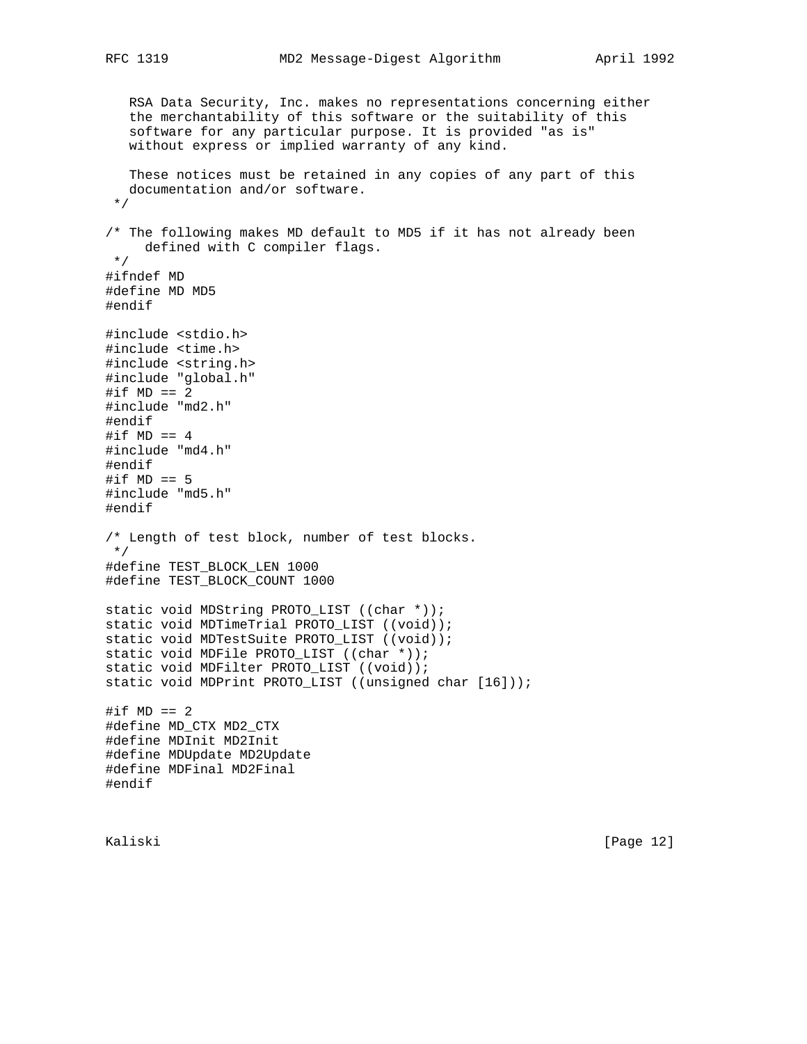```
   RSA Data Security, Inc. makes no representations concerning either
   the merchantability of this software or the suitability of this
   software for any particular purpose. It is provided "as is"
   without express or implied warranty of any kind.

   These notices must be retained in any copies of any part of this
   documentation and/or software.
 */

/* The following makes MD default to MD5 if it has not already been
     defined with C compiler flags.
 */
#ifndef MD
#define MD MD5
#endif

#include <stdio.h>
#include <time.h>
#include <string.h>
#include "global.h"
#if MD == 2
#include "md2.h"
#endif
#if MD == 4
#include "md4.h"
#endif
#if MD == 5
#include "md5.h"
#endif

/* Length of test block, number of test blocks.
 */
#define TEST_BLOCK_LEN 1000
#define TEST_BLOCK_COUNT 1000

static void MDString PROTO_LIST ((char *));
static void MDTimeTrial PROTO_LIST ((void));
static void MDTestSuite PROTO_LIST ((void));
static void MDFile PROTO_LIST ((char *));
static void MDFilter PROTO_LIST ((void));
static void MDPrint PROTO_LIST ((unsigned char [16]));

#if MD == 2
#define MD_CTX MD2_CTX
#define MDInit MD2Init
#define MDUpdate MD2Update
#define MDFinal MD2Final
#endif
```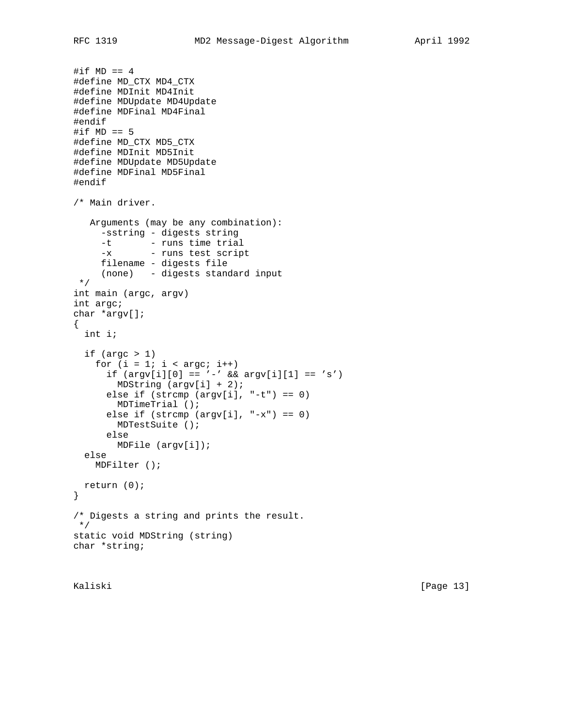```
#if MD == 4
#define MD_CTX MD4_CTX
#define MDInit MD4Init
#define MDUpdate MD4Update
#define MDFinal MD4Final
#endif
#if MD == 5
#define MD_CTX MD5_CTX
#define MDInit MD5Init
#define MDUpdate MD5Update
#define MDFinal MD5Final
#endif

/* Main driver.

   Arguments (may be any combination):
     -sstring - digests string
     -t       - runs time trial
     -x       - runs test script
     filename - digests file
     (none)   - digests standard input
 */
int main (argc, argv)
int argc;
char *argv[];
{
  int i;

  if (argc > 1)
    for (i = 1; i < argc; i++)
      if (argv[i][0] == '-' && argv[i][1] == 's')
        MDString (argv[i] + 2);
      else if (strcmp (argv[i], "-t") == 0)
        MDTimeTrial ();
      else if (strcmp (argv[i], "-x") == 0)
        MDTestSuite ();
      else
        MDFile (argv[i]);
  else
    MDFilter ();

  return (0);
}

/* Digests a string and prints the result.
 */
static void MDString (string)
char *string;
```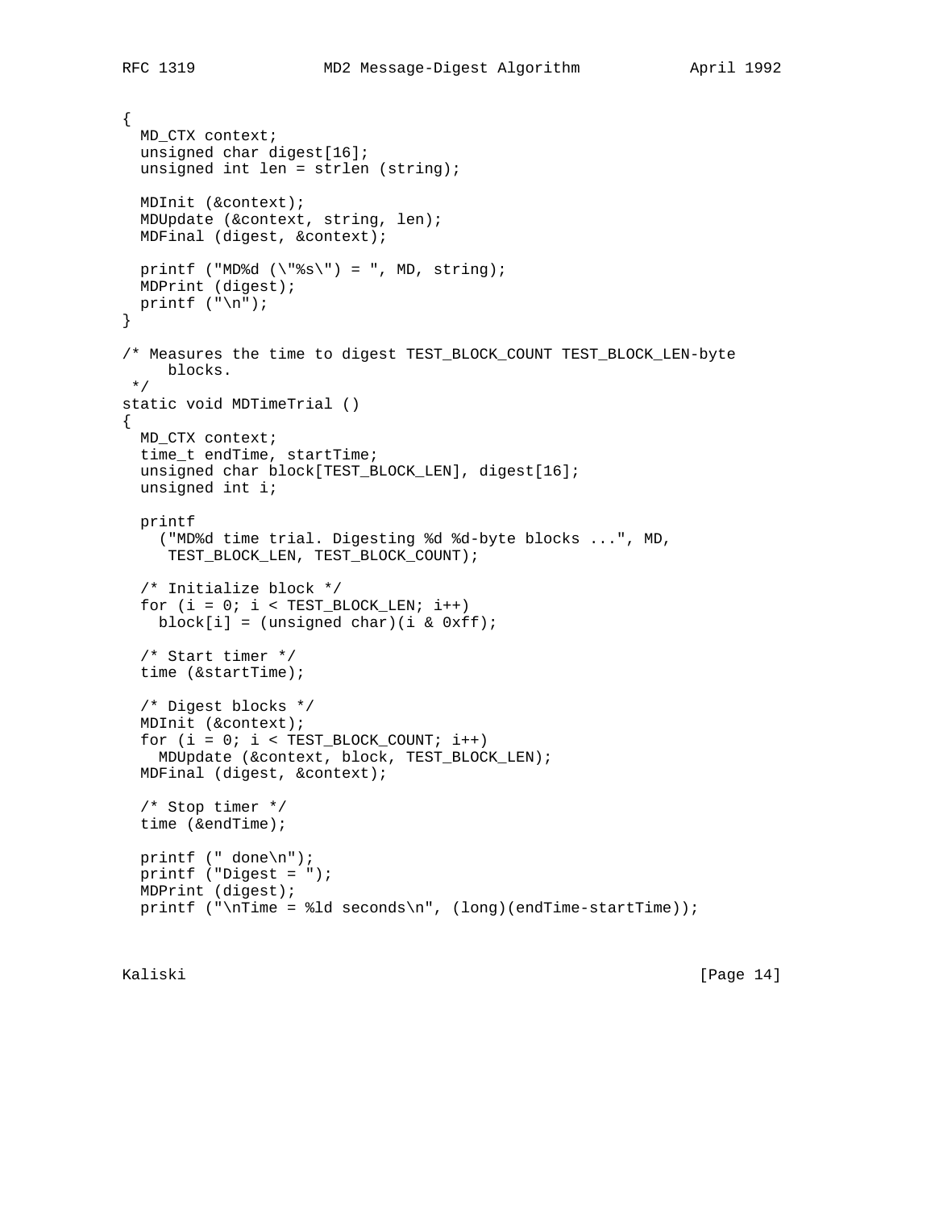```
{
  MD_CTX context;
  unsigned char digest[16];
  unsigned int len = strlen (string);

  MDInit (&context);
  MDUpdate (&context, string, len);
  MDFinal (digest, &context);

  printf ("MD%d (\"%s\") = ", MD, string);
  MDPrint (digest);
  printf ("\n");
}

/* Measures the time to digest TEST_BLOCK_COUNT TEST_BLOCK_LEN-byte
     blocks.
 */
static void MDTimeTrial ()
{
  MD_CTX context;
  time_t endTime, startTime;
  unsigned char block[TEST_BLOCK_LEN], digest[16];
  unsigned int i;

  printf
    ("MD%d time trial. Digesting %d %d-byte blocks ...", MD,
     TEST_BLOCK_LEN, TEST_BLOCK_COUNT);

  /* Initialize block */
  for (i = 0; i < TEST_BLOCK_LEN; i++)
    block[i] = (unsigned char)(i & 0xff);

  /* Start timer */
  time (&startTime);

  /* Digest blocks */
  MDInit (&context);
  for (i = 0; i < TEST_BLOCK_COUNT; i++)
    MDUpdate (&context, block, TEST_BLOCK_LEN);
  MDFinal (digest, &context);

  /* Stop timer */
  time (&endTime);

  printf (" done\n");
  printf ("Digest = ");
  MDPrint (digest);
  printf ("\nTime = %ld seconds\n", (long)(endTime-startTime));
```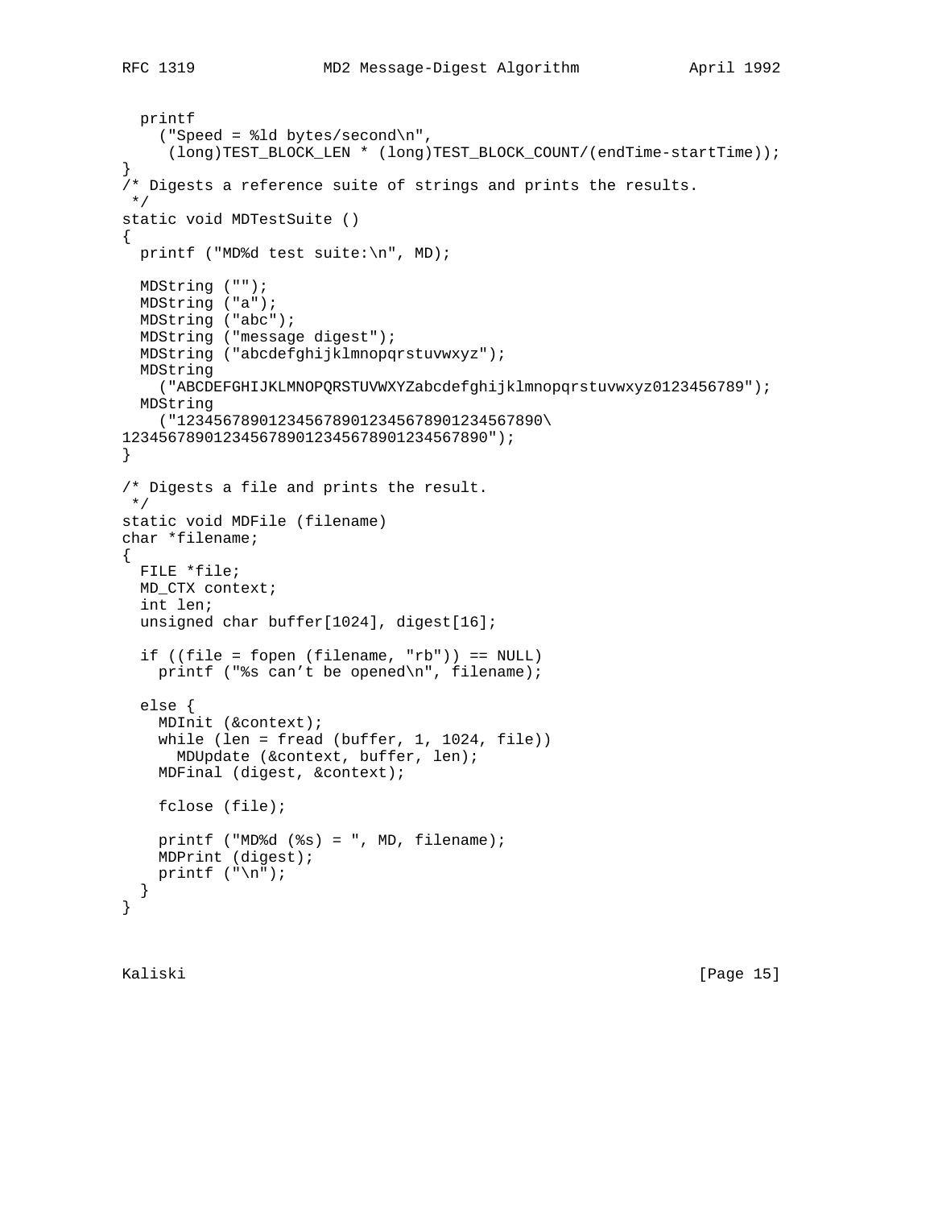```
  printf
    ("Speed = %ld bytes/second\n",
     (long)TEST_BLOCK_LEN * (long)TEST_BLOCK_COUNT/(endTime-startTime));
}
/* Digests a reference suite of strings and prints the results.
 */
static void MDTestSuite ()
{
  printf ("MD%d test suite:\n", MD);

  MDString ("");
  MDString ("a");
  MDString ("abc");
  MDString ("message digest");
  MDString ("abcdefghijklmnopqrstuvwxyz");
  MDString
    ("ABCDEFGHIJKLMNOPQRSTUVWXYZabcdefghijklmnopqrstuvwxyz0123456789");
  MDString
    ("1234567890123456789012345678901234567890\
1234567890123456789012345678901234567890");
}

/* Digests a file and prints the result.
 */
static void MDFile (filename)
char *filename;
{
  FILE *file;
  MD_CTX context;
  int len;
  unsigned char buffer[1024], digest[16];

  if ((file = fopen (filename, "rb")) == NULL)
    printf ("%s can't be opened\n", filename);

  else {
    MDInit (&context);
    while (len = fread (buffer, 1, 1024, file))
      MDUpdate (&context, buffer, len);
    MDFinal (digest, &context);

    fclose (file);

    printf ("MD%d (%s) = ", MD, filename);
    MDPrint (digest);
    printf ("\n");
  }
}
```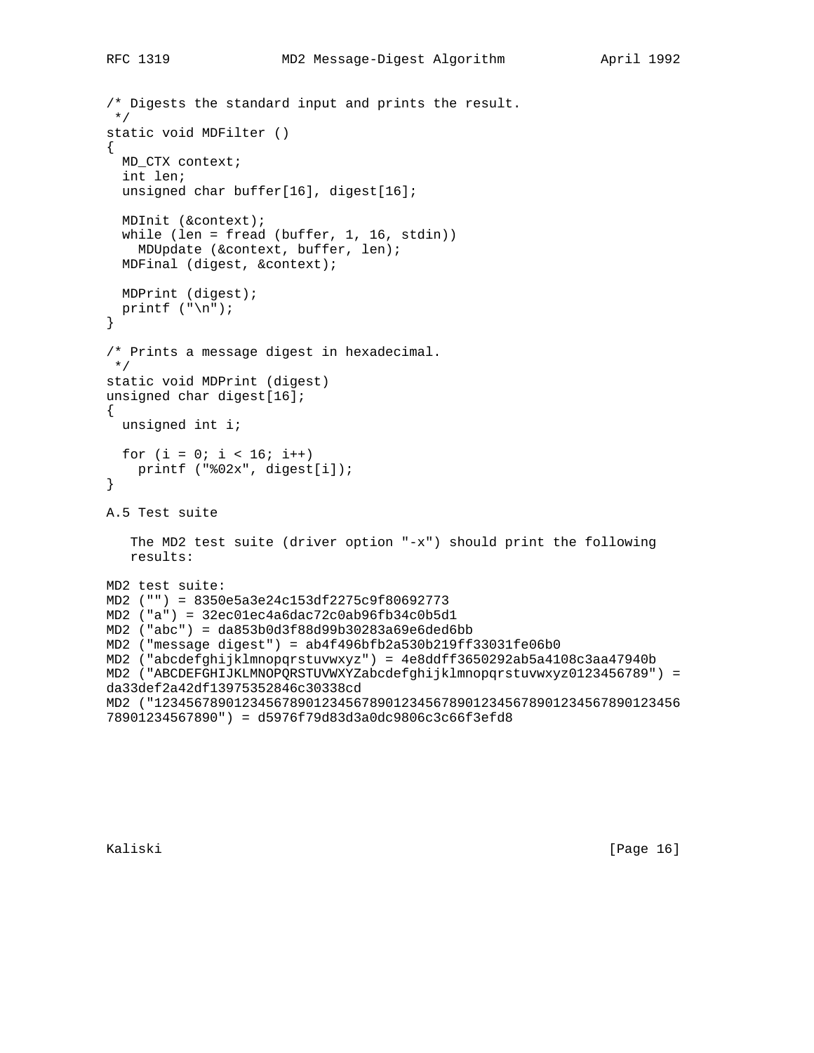```c
/* Digests the standard input and prints the result.
 */
static void MDFilter ()
{
  MD_CTX context;
  int len;
  unsigned char buffer[16], digest[16];

  MDInit (&context);
  while (len = fread (buffer, 1, 16, stdin))
    MDUpdate (&context, buffer, len);
  MDFinal (digest, &context);

  MDPrint (digest);
  printf ("\n");
}

/* Prints a message digest in hexadecimal.
 */
static void MDPrint (digest)
unsigned char digest[16];
{
  unsigned int i;

  for (i = 0; i < 16; i++)
    printf ("%02x", digest[i]);
}
```

A.5 Test suite

The MD2 test suite (driver option "-x") should print the following results:

```
MD2 test suite:
MD2 ("") = 8350e5a3e24c153df2275c9f80692773
MD2 ("a") = 32ec01ec4a6dac72c0ab96fb34c0b5d1
MD2 ("abc") = da853b0d3f88d99b30283a69e6ded6bb
MD2 ("message digest") = ab4f496bfb2a530b219ff33031fe06b0
MD2 ("abcdefghijklmnopqrstuvwxyz") = 4e8ddff3650292ab5a4108c3aa47940b
MD2 ("ABCDEFGHIJKLMNOPQRSTUVWXYZabcdefghijklmnopqrstuvwxyz0123456789") =
da33def2a42df13975352846c30338cd
MD2 ("123456789012345678901234567890123456789012345678901234567890123456
78901234567890") = d5976f79d83d3a0dc9806c3c66f3efd8
```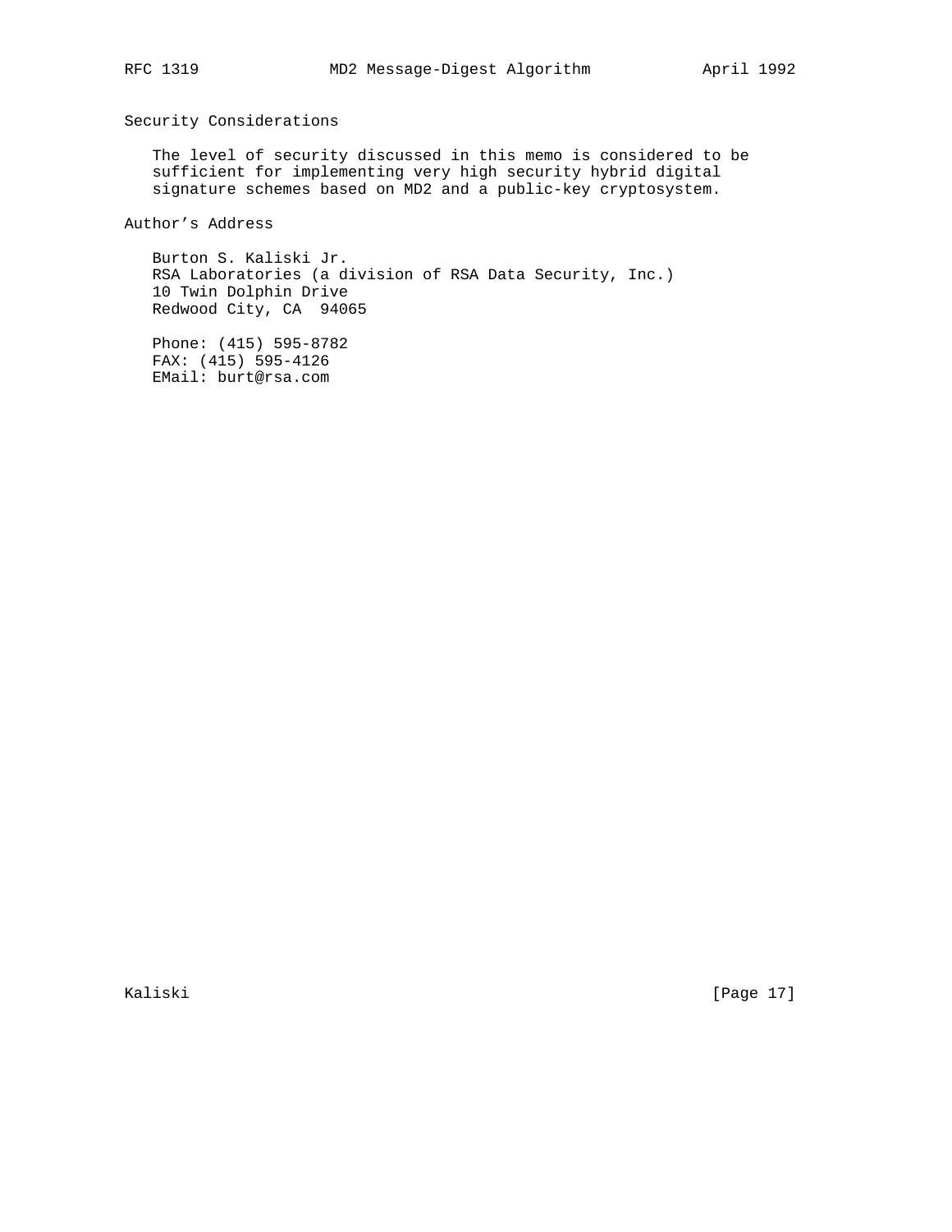## Security Considerations

The level of security discussed in this memo is considered to be sufficient for implementing very high security hybrid digital signature schemes based on MD2 and a public-key cryptosystem.

## Author's Address

Burton S. Kaliski Jr.
RSA Laboratories (a division of RSA Data Security, Inc.)
10 Twin Dolphin Drive
Redwood City, CA  94065

Phone: (415) 595-8782
FAX: (415) 595-4126
EMail: burt@rsa.com